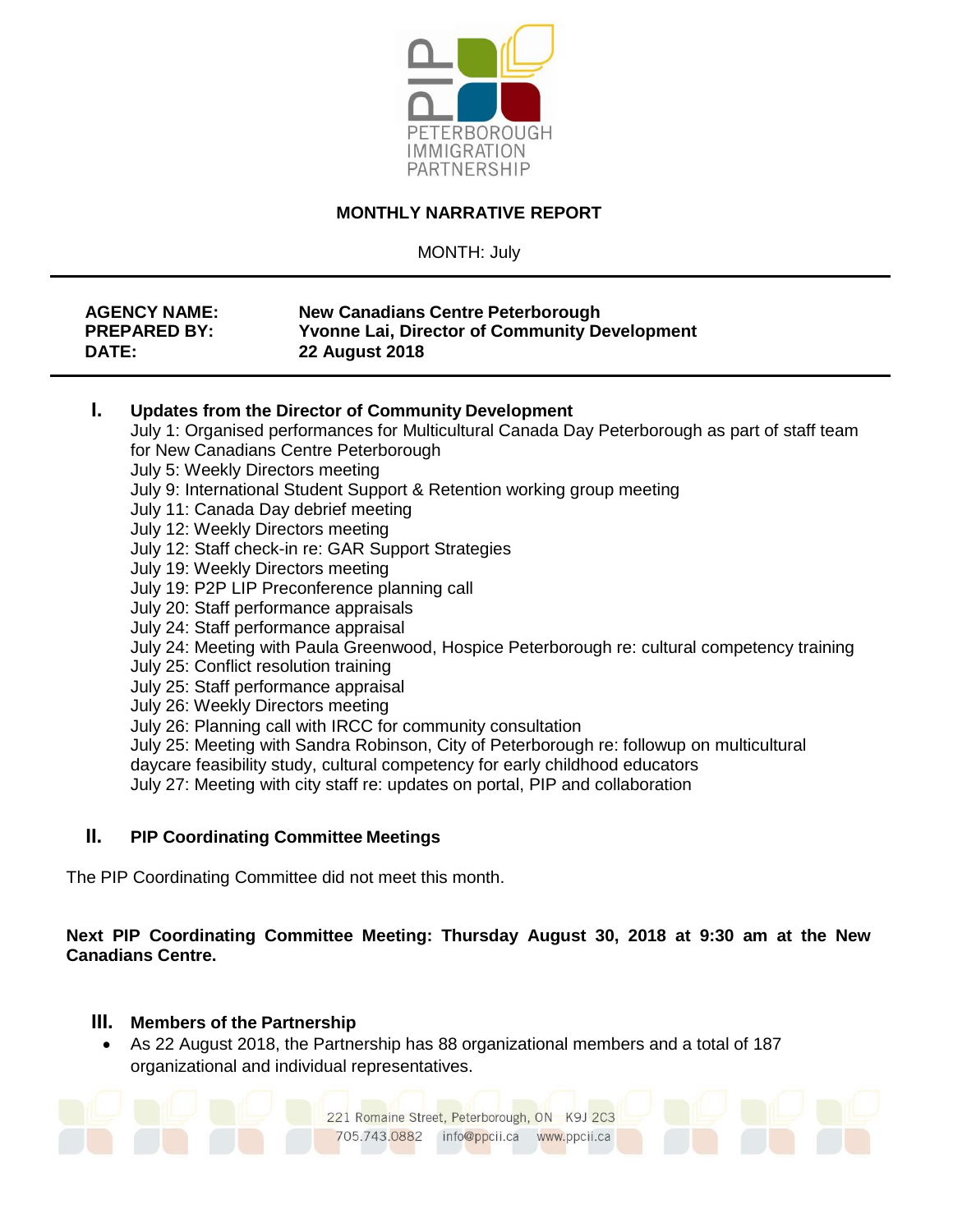PETERBOROUGH IMMIGRATION PARTNERSHIP

**MONTHLY NARRATIVE REPORT**

MONTH: July

**AGENCY NAME:** **New Canadians Centre Peterborough**
**PREPARED BY:** **Yvonne Lai, Director of Community Development**
**DATE:** **22 August 2018**

## I. Updates from the Director of Community Development

July 1: Organised performances for Multicultural Canada Day Peterborough as part of staff team for New Canadians Centre Peterborough
July 5: Weekly Directors meeting
July 9: International Student Support & Retention working group meeting
July 11: Canada Day debrief meeting
July 12: Weekly Directors meeting
July 12: Staff check-in re: GAR Support Strategies
July 19: Weekly Directors meeting
July 19: P2P LIP Preconference planning call
July 20: Staff performance appraisals
July 24: Staff performance appraisal
July 24: Meeting with Paula Greenwood, Hospice Peterborough re: cultural competency training
July 25: Conflict resolution training
July 25: Staff performance appraisal
July 26: Weekly Directors meeting
July 26: Planning call with IRCC for community consultation
July 25: Meeting with Sandra Robinson, City of Peterborough re: followup on multicultural daycare feasibility study, cultural competency for early childhood educators
July 27: Meeting with city staff re: updates on portal, PIP and collaboration

## II. PIP Coordinating Committee Meetings

The PIP Coordinating Committee did not meet this month.

**Next PIP Coordinating Committee Meeting: Thursday August 30, 2018 at 9:30 am at the New Canadians Centre.**

## III. Members of the Partnership

- As 22 August 2018, the Partnership has 88 organizational members and a total of 187 organizational and individual representatives.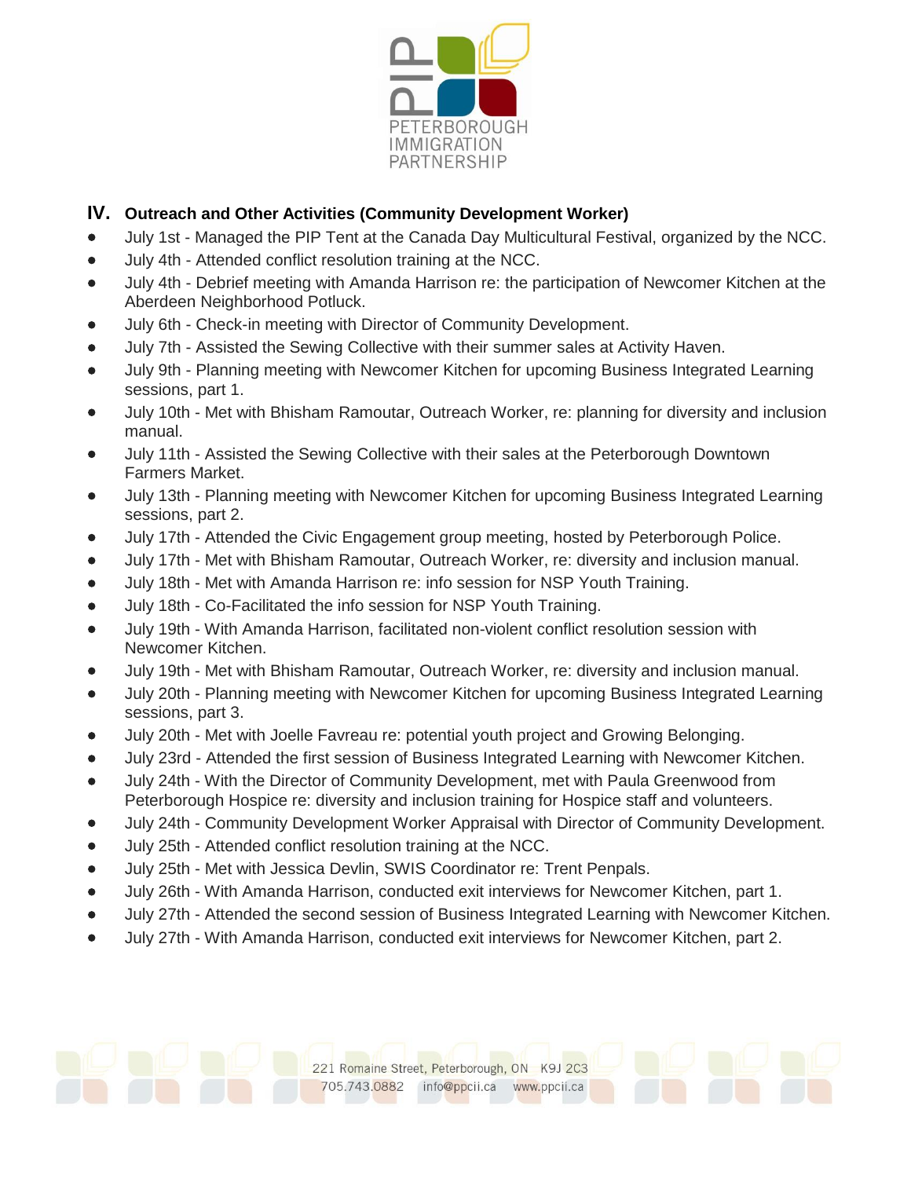## IV. Outreach and Other Activities (Community Development Worker)

- July 1st - Managed the PIP Tent at the Canada Day Multicultural Festival, organized by the NCC.
- July 4th - Attended conflict resolution training at the NCC.
- July 4th - Debrief meeting with Amanda Harrison re: the participation of Newcomer Kitchen at the Aberdeen Neighborhood Potluck.
- July 6th - Check-in meeting with Director of Community Development.
- July 7th - Assisted the Sewing Collective with their summer sales at Activity Haven.
- July 9th - Planning meeting with Newcomer Kitchen for upcoming Business Integrated Learning sessions, part 1.
- July 10th - Met with Bhisham Ramoutar, Outreach Worker, re: planning for diversity and inclusion manual.
- July 11th - Assisted the Sewing Collective with their sales at the Peterborough Downtown Farmers Market.
- July 13th - Planning meeting with Newcomer Kitchen for upcoming Business Integrated Learning sessions, part 2.
- July 17th - Attended the Civic Engagement group meeting, hosted by Peterborough Police.
- July 17th - Met with Bhisham Ramoutar, Outreach Worker, re: diversity and inclusion manual.
- July 18th - Met with Amanda Harrison re: info session for NSP Youth Training.
- July 18th - Co-Facilitated the info session for NSP Youth Training.
- July 19th - With Amanda Harrison, facilitated non-violent conflict resolution session with Newcomer Kitchen.
- July 19th - Met with Bhisham Ramoutar, Outreach Worker, re: diversity and inclusion manual.
- July 20th - Planning meeting with Newcomer Kitchen for upcoming Business Integrated Learning sessions, part 3.
- July 20th - Met with Joelle Favreau re: potential youth project and Growing Belonging.
- July 23rd - Attended the first session of Business Integrated Learning with Newcomer Kitchen.
- July 24th - With the Director of Community Development, met with Paula Greenwood from Peterborough Hospice re: diversity and inclusion training for Hospice staff and volunteers.
- July 24th - Community Development Worker Appraisal with Director of Community Development.
- July 25th - Attended conflict resolution training at the NCC.
- July 25th - Met with Jessica Devlin, SWIS Coordinator re: Trent Penpals.
- July 26th - With Amanda Harrison, conducted exit interviews for Newcomer Kitchen, part 1.
- July 27th - Attended the second session of Business Integrated Learning with Newcomer Kitchen.
- July 27th - With Amanda Harrison, conducted exit interviews for Newcomer Kitchen, part 2.